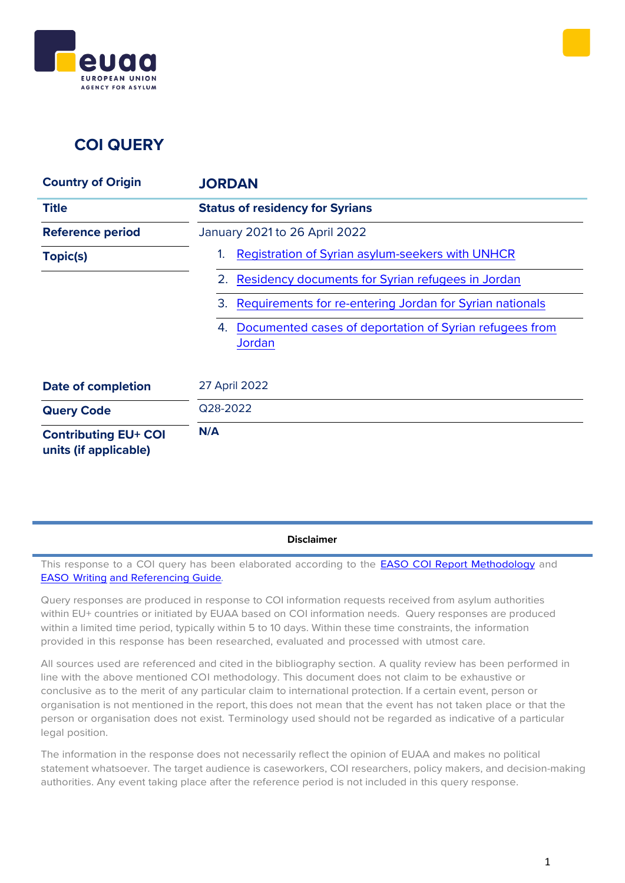# COI QUERY

| Country of Origin | JORDAN |
|---|---|
| Title | **Status of residency for Syrians** |
| Reference period | January 2021 to 26 April 2022 |
| Topic(s) | 1. Registration of Syrian asylum-seekers with UNHCR<br>2. Residency documents for Syrian refugees in Jordan<br>3. Requirements for re-entering Jordan for Syrian nationals<br>4. Documented cases of deportation of Syrian refugees from Jordan |
| Date of completion | 27 April 2022 |
| Query Code | Q28-2022 |
| Contributing EU+ COI units (if applicable) | N/A |

**Disclaimer**

This response to a COI query has been elaborated according to the EASO COI Report Methodology and EASO Writing and Referencing Guide.

Query responses are produced in response to COI information requests received from asylum authorities within EU+ countries or initiated by EUAA based on COI information needs. Query responses are produced within a limited time period, typically within 5 to 10 days. Within these time constraints, the information provided in this response has been researched, evaluated and processed with utmost care.

All sources used are referenced and cited in the bibliography section. A quality review has been performed in line with the above mentioned COI methodology. This document does not claim to be exhaustive or conclusive as to the merit of any particular claim to international protection. If a certain event, person or organisation is not mentioned in the report, this does not mean that the event has not taken place or that the person or organisation does not exist. Terminology used should not be regarded as indicative of a particular legal position.

The information in the response does not necessarily reflect the opinion of EUAA and makes no political statement whatsoever. The target audience is caseworkers, COI researchers, policy makers, and decision-making authorities. Any event taking place after the reference period is not included in this query response.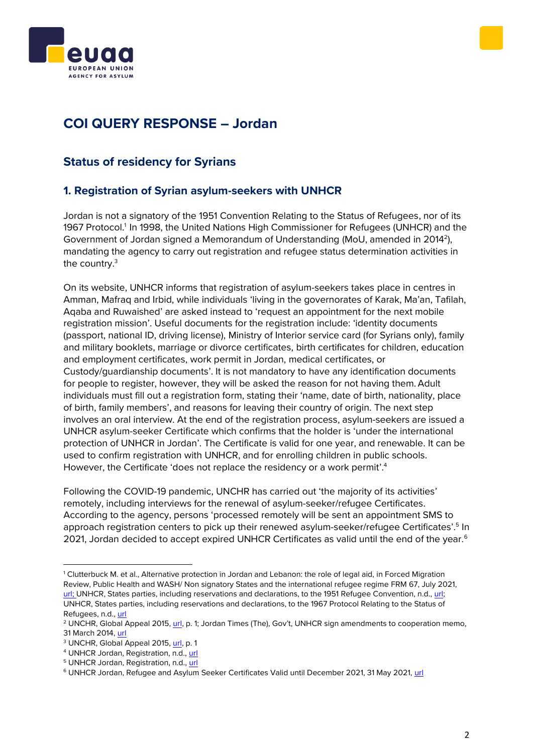# COI QUERY RESPONSE – Jordan

## Status of residency for Syrians

### 1. Registration of Syrian asylum-seekers with UNHCR

Jordan is not a signatory of the 1951 Convention Relating to the Status of Refugees, nor of its 1967 Protocol.[1] In 1998, the United Nations High Commissioner for Refugees (UNHCR) and the Government of Jordan signed a Memorandum of Understanding (MoU, amended in 2014[2]), mandating the agency to carry out registration and refugee status determination activities in the country.[3]

On its website, UNHCR informs that registration of asylum-seekers takes place in centres in Amman, Mafraq and Irbid, while individuals 'living in the governorates of Karak, Ma'an, Tafilah, Aqaba and Ruwaished' are asked instead to 'request an appointment for the next mobile registration mission'. Useful documents for the registration include: 'identity documents (passport, national ID, driving license), Ministry of Interior service card (for Syrians only), family and military booklets, marriage or divorce certificates, birth certificates for children, education and employment certificates, work permit in Jordan, medical certificates, or Custody/guardianship documents'. It is not mandatory to have any identification documents for people to register, however, they will be asked the reason for not having them. Adult individuals must fill out a registration form, stating their 'name, date of birth, nationality, place of birth, family members', and reasons for leaving their country of origin. The next step involves an oral interview. At the end of the registration process, asylum-seekers are issued a UNHCR asylum-seeker Certificate which confirms that the holder is 'under the international protection of UNHCR in Jordan'. The Certificate is valid for one year, and renewable. It can be used to confirm registration with UNHCR, and for enrolling children in public schools. However, the Certificate 'does not replace the residency or a work permit'.[4]

Following the COVID-19 pandemic, UNCHR has carried out 'the majority of its activities' remotely, including interviews for the renewal of asylum-seeker/refugee Certificates. According to the agency, persons 'processed remotely will be sent an appointment SMS to approach registration centers to pick up their renewed asylum-seeker/refugee Certificates'.[5] In 2021, Jordan decided to accept expired UNHCR Certificates as valid until the end of the year.[6]

---

[1] Clutterbuck M. et al., Alternative protection in Jordan and Lebanon: the role of legal aid, in Forced Migration Review, Public Health and WASH/ Non signatory States and the international refugee regime FRM 67, July 2021, url; UNHCR, States parties, including reservations and declarations, to the 1951 Refugee Convention, n.d., url; UNHCR, States parties, including reservations and declarations, to the 1967 Protocol Relating to the Status of Refugees, n.d., url

[2] UNCHR, Global Appeal 2015, url, p. 1; Jordan Times (The), Gov't, UNHCR sign amendments to cooperation memo, 31 March 2014, url

[3] UNCHR, Global Appeal 2015, url, p. 1

[4] UNHCR Jordan, Registration, n.d., url

[5] UNHCR Jordan, Registration, n.d., url

[6] UNHCR Jordan, Refugee and Asylum Seeker Certificates Valid until December 2021, 31 May 2021, url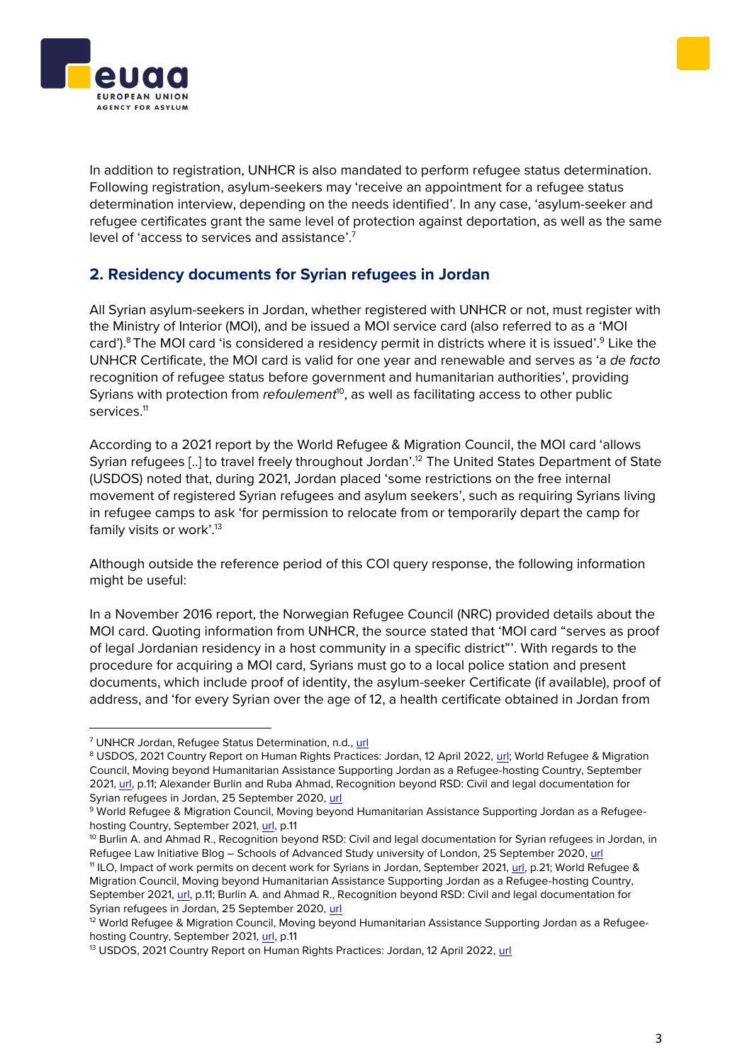In addition to registration, UNHCR is also mandated to perform refugee status determination. Following registration, asylum-seekers may 'receive an appointment for a refugee status determination interview, depending on the needs identified'. In any case, 'asylum-seeker and refugee certificates grant the same level of protection against deportation, as well as the same level of 'access to services and assistance'.[7]

## 2. Residency documents for Syrian refugees in Jordan

All Syrian asylum-seekers in Jordan, whether registered with UNHCR or not, must register with the Ministry of Interior (MOI), and be issued a MOI service card (also referred to as a 'MOI card').[8] The MOI card 'is considered a residency permit in districts where it is issued'.[9] Like the UNHCR Certificate, the MOI card is valid for one year and renewable and serves as 'a *de facto* recognition of refugee status before government and humanitarian authorities', providing Syrians with protection from *refoulement*[10], as well as facilitating access to other public services.[11]

According to a 2021 report by the World Refugee & Migration Council, the MOI card 'allows Syrian refugees [..] to travel freely throughout Jordan'.[12] The United States Department of State (USDOS) noted that, during 2021, Jordan placed 'some restrictions on the free internal movement of registered Syrian refugees and asylum seekers', such as requiring Syrians living in refugee camps to ask 'for permission to relocate from or temporarily depart the camp for family visits or work'.[13]

Although outside the reference period of this COI query response, the following information might be useful:

In a November 2016 report, the Norwegian Refugee Council (NRC) provided details about the MOI card. Quoting information from UNHCR, the source stated that 'MOI card "serves as proof of legal Jordanian residency in a host community in a specific district"'. With regards to the procedure for acquiring a MOI card, Syrians must go to a local police station and present documents, which include proof of identity, the asylum-seeker Certificate (if available), proof of address, and 'for every Syrian over the age of 12, a health certificate obtained in Jordan from

---

[7] UNHCR Jordan, Refugee Status Determination, n.d., url

[8] USDOS, 2021 Country Report on Human Rights Practices: Jordan, 12 April 2022, url; World Refugee & Migration Council, Moving beyond Humanitarian Assistance Supporting Jordan as a Refugee-hosting Country, September 2021, url, p.11; Alexander Burlin and Ruba Ahmad, Recognition beyond RSD: Civil and legal documentation for Syrian refugees in Jordan, 25 September 2020, url

[9] World Refugee & Migration Council, Moving beyond Humanitarian Assistance Supporting Jordan as a Refugee-hosting Country, September 2021, url, p.11

[10] Burlin A. and Ahmad R., Recognition beyond RSD: Civil and legal documentation for Syrian refugees in Jordan, in Refugee Law Initiative Blog – Schools of Advanced Study university of London, 25 September 2020, url

[11] ILO, Impact of work permits on decent work for Syrians in Jordan, September 2021, url, p.21; World Refugee & Migration Council, Moving beyond Humanitarian Assistance Supporting Jordan as a Refugee-hosting Country, September 2021, url, p.11; Burlin A. and Ahmad R., Recognition beyond RSD: Civil and legal documentation for Syrian refugees in Jordan, 25 September 2020, url

[12] World Refugee & Migration Council, Moving beyond Humanitarian Assistance Supporting Jordan as a Refugee-hosting Country, September 2021, url, p.11

[13] USDOS, 2021 Country Report on Human Rights Practices: Jordan, 12 April 2022, url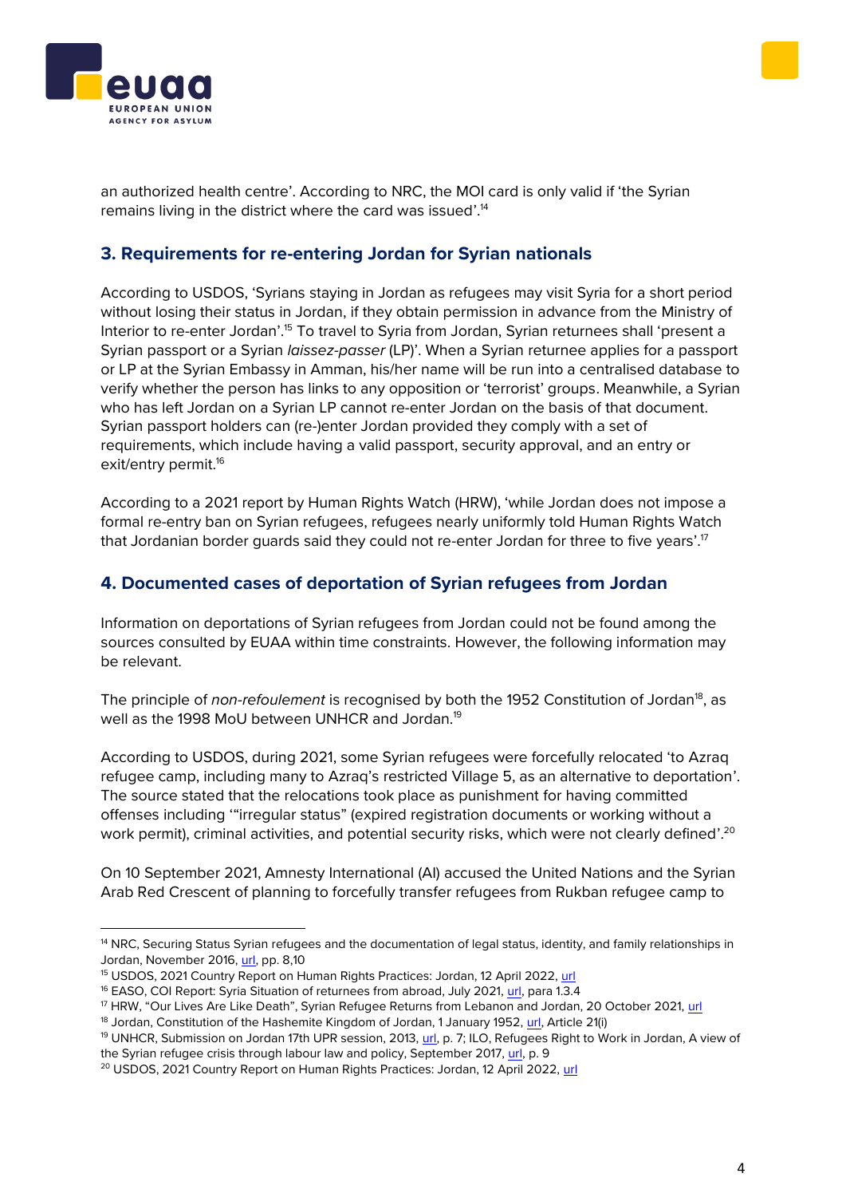an authorized health centre'. According to NRC, the MOI card is only valid if 'the Syrian remains living in the district where the card was issued'.[14]

## 3. Requirements for re-entering Jordan for Syrian nationals

According to USDOS, 'Syrians staying in Jordan as refugees may visit Syria for a short period without losing their status in Jordan, if they obtain permission in advance from the Ministry of Interior to re-enter Jordan'.[15] To travel to Syria from Jordan, Syrian returnees shall 'present a Syrian passport or a Syrian *laissez-passer* (LP)'. When a Syrian returnee applies for a passport or LP at the Syrian Embassy in Amman, his/her name will be run into a centralised database to verify whether the person has links to any opposition or 'terrorist' groups. Meanwhile, a Syrian who has left Jordan on a Syrian LP cannot re-enter Jordan on the basis of that document. Syrian passport holders can (re-)enter Jordan provided they comply with a set of requirements, which include having a valid passport, security approval, and an entry or exit/entry permit.[16]

According to a 2021 report by Human Rights Watch (HRW), 'while Jordan does not impose a formal re-entry ban on Syrian refugees, refugees nearly uniformly told Human Rights Watch that Jordanian border guards said they could not re-enter Jordan for three to five years'.[17]

## 4. Documented cases of deportation of Syrian refugees from Jordan

Information on deportations of Syrian refugees from Jordan could not be found among the sources consulted by EUAA within time constraints. However, the following information may be relevant.

The principle of *non-refoulement* is recognised by both the 1952 Constitution of Jordan[18], as well as the 1998 MoU between UNHCR and Jordan.[19]

According to USDOS, during 2021, some Syrian refugees were forcefully relocated 'to Azraq refugee camp, including many to Azraq's restricted Village 5, as an alternative to deportation'. The source stated that the relocations took place as punishment for having committed offenses including '"irregular status" (expired registration documents or working without a work permit), criminal activities, and potential security risks, which were not clearly defined'.[20]

On 10 September 2021, Amnesty International (AI) accused the United Nations and the Syrian Arab Red Crescent of planning to forcefully transfer refugees from Rukban refugee camp to

---

[14] NRC, Securing Status Syrian refugees and the documentation of legal status, identity, and family relationships in Jordan, November 2016, url, pp. 8,10

[15] USDOS, 2021 Country Report on Human Rights Practices: Jordan, 12 April 2022, url

[16] EASO, COI Report: Syria Situation of returnees from abroad, July 2021, url, para 1.3.4

[17] HRW, "Our Lives Are Like Death", Syrian Refugee Returns from Lebanon and Jordan, 20 October 2021, url

[18] Jordan, Constitution of the Hashemite Kingdom of Jordan, 1 January 1952, url, Article 21(i)

[19] UNHCR, Submission on Jordan 17th UPR session, 2013, url, p. 7; ILO, Refugees Right to Work in Jordan, A view of the Syrian refugee crisis through labour law and policy, September 2017, url, p. 9

[20] USDOS, 2021 Country Report on Human Rights Practices: Jordan, 12 April 2022, url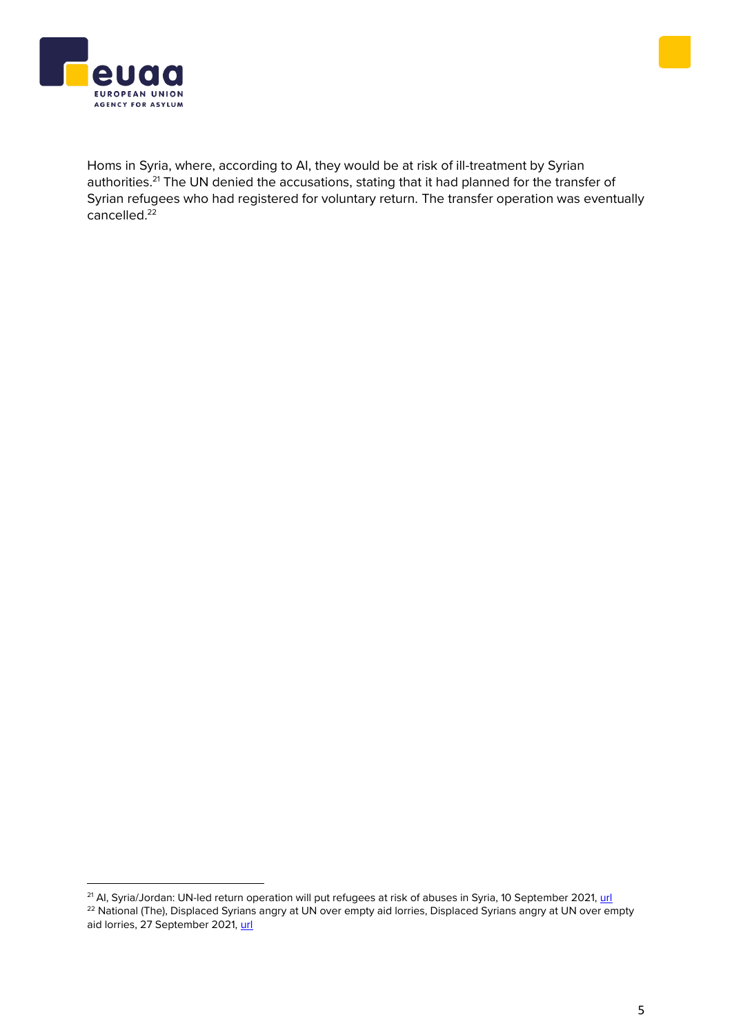Homs in Syria, where, according to AI, they would be at risk of ill-treatment by Syrian authorities.[21] The UN denied the accusations, stating that it had planned for the transfer of Syrian refugees who had registered for voluntary return. The transfer operation was eventually cancelled.[22]

---

[21] AI, Syria/Jordan: UN-led return operation will put refugees at risk of abuses in Syria, 10 September 2021, url

[22] National (The), Displaced Syrians angry at UN over empty aid lorries, Displaced Syrians angry at UN over empty aid lorries, 27 September 2021, url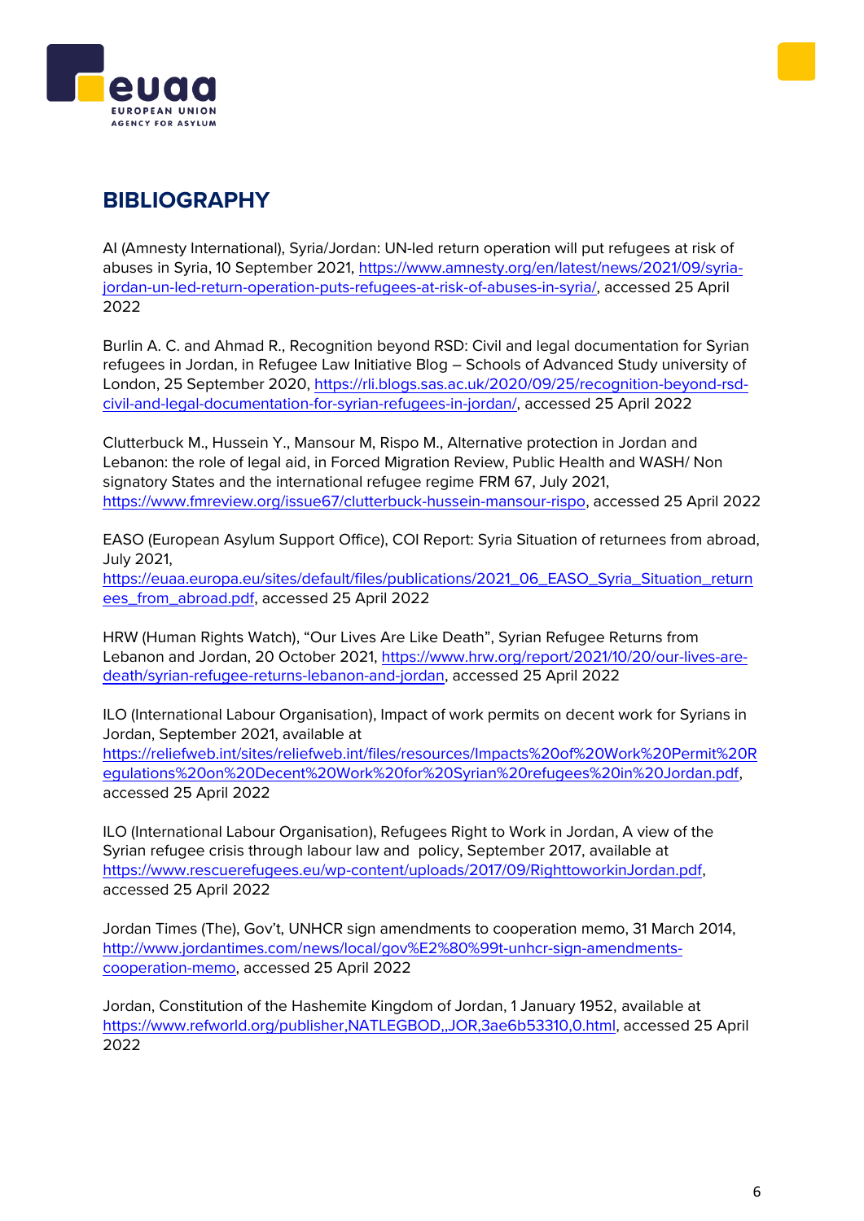## BIBLIOGRAPHY

AI (Amnesty International), Syria/Jordan: UN-led return operation will put refugees at risk of abuses in Syria, 10 September 2021, https://www.amnesty.org/en/latest/news/2021/09/syria-jordan-un-led-return-operation-puts-refugees-at-risk-of-abuses-in-syria/, accessed 25 April 2022

Burlin A. C. and Ahmad R., Recognition beyond RSD: Civil and legal documentation for Syrian refugees in Jordan, in Refugee Law Initiative Blog – Schools of Advanced Study university of London, 25 September 2020, https://rli.blogs.sas.ac.uk/2020/09/25/recognition-beyond-rsd-civil-and-legal-documentation-for-syrian-refugees-in-jordan/, accessed 25 April 2022

Clutterbuck M., Hussein Y., Mansour M, Rispo M., Alternative protection in Jordan and Lebanon: the role of legal aid, in Forced Migration Review, Public Health and WASH/ Non signatory States and the international refugee regime FRM 67, July 2021, https://www.fmreview.org/issue67/clutterbuck-hussein-mansour-rispo, accessed 25 April 2022

EASO (European Asylum Support Office), COI Report: Syria Situation of returnees from abroad, July 2021, https://euaa.europa.eu/sites/default/files/publications/2021_06_EASO_Syria_Situation_returnees_from_abroad.pdf, accessed 25 April 2022

HRW (Human Rights Watch), “Our Lives Are Like Death”, Syrian Refugee Returns from Lebanon and Jordan, 20 October 2021, https://www.hrw.org/report/2021/10/20/our-lives-are-death/syrian-refugee-returns-lebanon-and-jordan, accessed 25 April 2022

ILO (International Labour Organisation), Impact of work permits on decent work for Syrians in Jordan, September 2021, available at https://reliefweb.int/sites/reliefweb.int/files/resources/Impacts%20of%20Work%20Permit%20Regulations%20on%20Decent%20Work%20for%20Syrian%20refugees%20in%20Jordan.pdf, accessed 25 April 2022

ILO (International Labour Organisation), Refugees Right to Work in Jordan, A view of the Syrian refugee crisis through labour law and policy, September 2017, available at https://www.rescuerefugees.eu/wp-content/uploads/2017/09/RighttoworkinJordan.pdf, accessed 25 April 2022

Jordan Times (The), Gov’t, UNHCR sign amendments to cooperation memo, 31 March 2014, http://www.jordantimes.com/news/local/gov%E2%80%99t-unhcr-sign-amendments-cooperation-memo, accessed 25 April 2022

Jordan, Constitution of the Hashemite Kingdom of Jordan, 1 January 1952, available at https://www.refworld.org/publisher,NATLEGBOD,,JOR,3ae6b53310,0.html, accessed 25 April 2022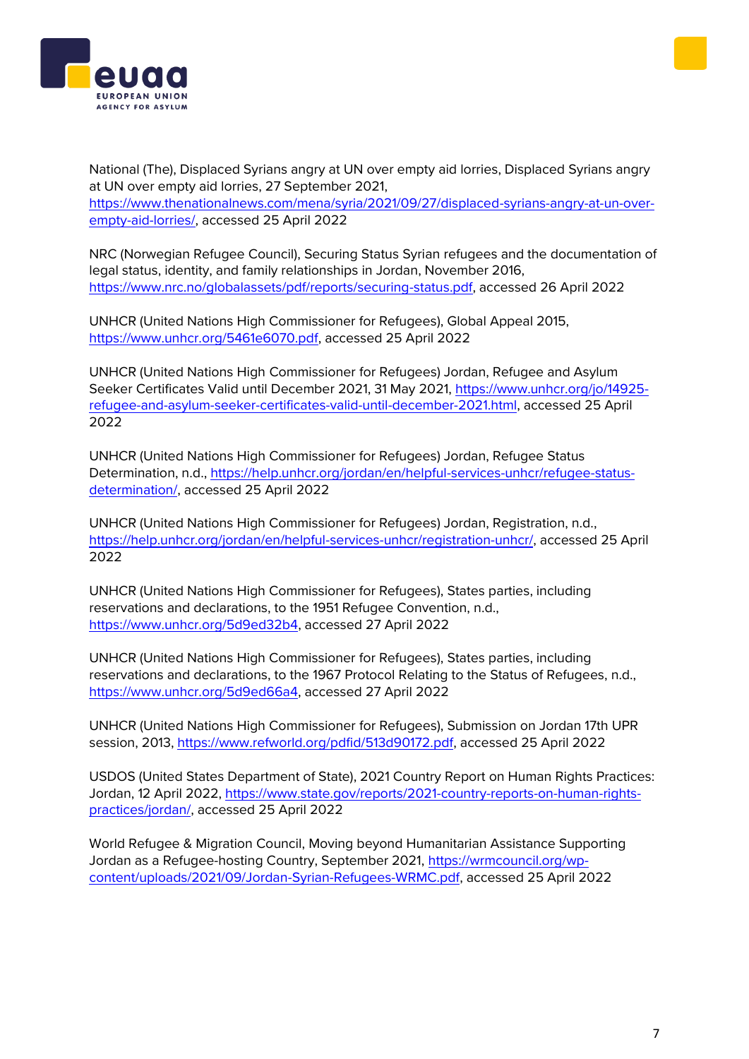National (The), Displaced Syrians angry at UN over empty aid lorries, Displaced Syrians angry at UN over empty aid lorries, 27 September 2021, https://www.thenationalnews.com/mena/syria/2021/09/27/displaced-syrians-angry-at-un-over-empty-aid-lorries/, accessed 25 April 2022

NRC (Norwegian Refugee Council), Securing Status Syrian refugees and the documentation of legal status, identity, and family relationships in Jordan, November 2016, https://www.nrc.no/globalassets/pdf/reports/securing-status.pdf, accessed 26 April 2022

UNHCR (United Nations High Commissioner for Refugees), Global Appeal 2015, https://www.unhcr.org/5461e6070.pdf, accessed 25 April 2022

UNHCR (United Nations High Commissioner for Refugees) Jordan, Refugee and Asylum Seeker Certificates Valid until December 2021, 31 May 2021, https://www.unhcr.org/jo/14925-refugee-and-asylum-seeker-certificates-valid-until-december-2021.html, accessed 25 April 2022

UNHCR (United Nations High Commissioner for Refugees) Jordan, Refugee Status Determination, n.d., https://help.unhcr.org/jordan/en/helpful-services-unhcr/refugee-status-determination/, accessed 25 April 2022

UNHCR (United Nations High Commissioner for Refugees) Jordan, Registration, n.d., https://help.unhcr.org/jordan/en/helpful-services-unhcr/registration-unhcr/, accessed 25 April 2022

UNHCR (United Nations High Commissioner for Refugees), States parties, including reservations and declarations, to the 1951 Refugee Convention, n.d., https://www.unhcr.org/5d9ed32b4, accessed 27 April 2022

UNHCR (United Nations High Commissioner for Refugees), States parties, including reservations and declarations, to the 1967 Protocol Relating to the Status of Refugees, n.d., https://www.unhcr.org/5d9ed66a4, accessed 27 April 2022

UNHCR (United Nations High Commissioner for Refugees), Submission on Jordan 17th UPR session, 2013, https://www.refworld.org/pdfid/513d90172.pdf, accessed 25 April 2022

USDOS (United States Department of State), 2021 Country Report on Human Rights Practices: Jordan, 12 April 2022, https://www.state.gov/reports/2021-country-reports-on-human-rights-practices/jordan/, accessed 25 April 2022

World Refugee & Migration Council, Moving beyond Humanitarian Assistance Supporting Jordan as a Refugee-hosting Country, September 2021, https://wrmcouncil.org/wp-content/uploads/2021/09/Jordan-Syrian-Refugees-WRMC.pdf, accessed 25 April 2022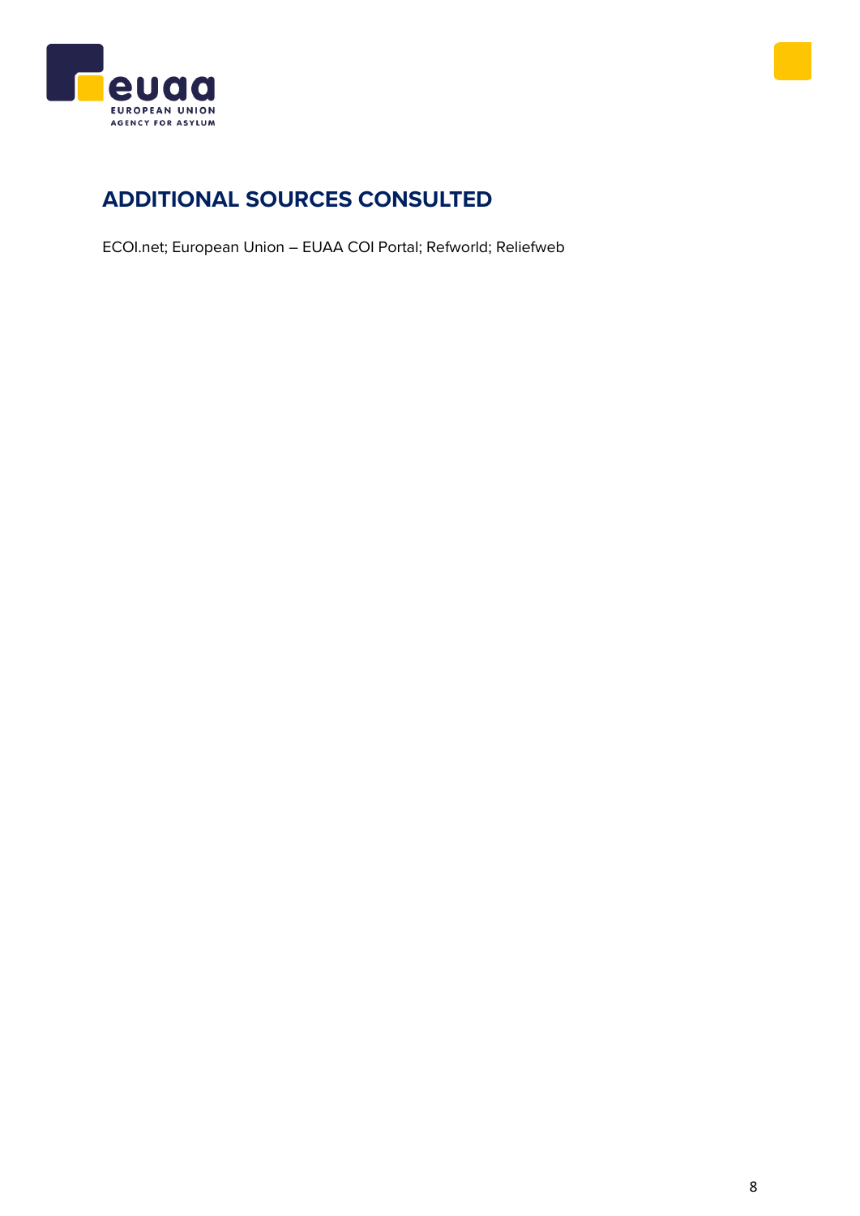## ADDITIONAL SOURCES CONSULTED

ECOI.net; European Union – EUAA COI Portal; Refworld; Reliefweb